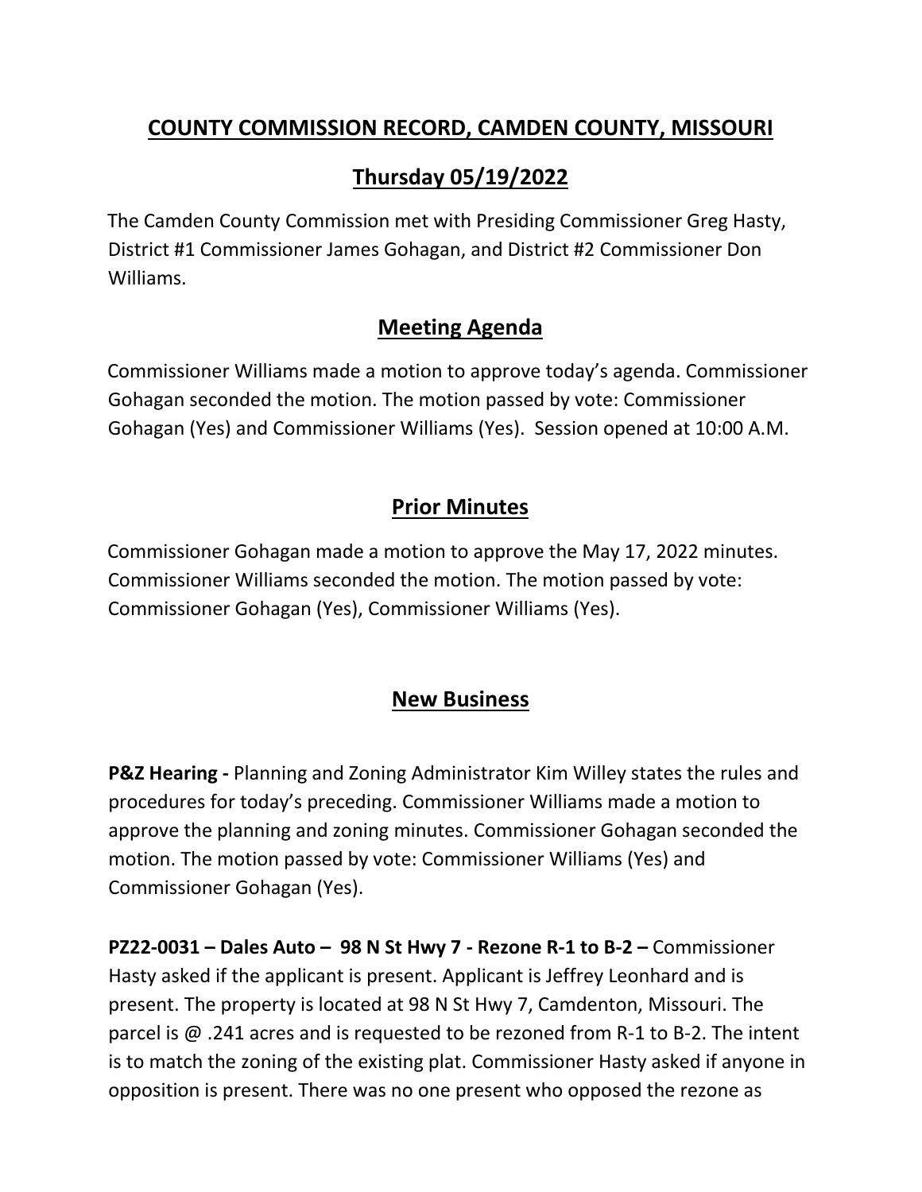# COUNTY COMMISSION RECORD, CAMDEN COUNTY, MISSOURI

## Thursday 05/19/2022

The Camden County Commission met with Presiding Commissioner Greg Hasty, District #1 Commissioner James Gohagan, and District #2 Commissioner Don Williams.

## Meeting Agenda

Commissioner Williams made a motion to approve today's agenda. Commissioner Gohagan seconded the motion. The motion passed by vote: Commissioner Gohagan (Yes) and Commissioner Williams (Yes). Session opened at 10:00 A.M.

## Prior Minutes

Commissioner Gohagan made a motion to approve the May 17, 2022 minutes. Commissioner Williams seconded the motion. The motion passed by vote: Commissioner Gohagan (Yes), Commissioner Williams (Yes).

## New Business

**P&Z Hearing -** Planning and Zoning Administrator Kim Willey states the rules and procedures for today's preceding. Commissioner Williams made a motion to approve the planning and zoning minutes. Commissioner Gohagan seconded the motion. The motion passed by vote: Commissioner Williams (Yes) and Commissioner Gohagan (Yes).

**PZ22-0031 – Dales Auto – 98 N St Hwy 7 - Rezone R-1 to B-2 –** Commissioner Hasty asked if the applicant is present. Applicant is Jeffrey Leonhard and is present. The property is located at 98 N St Hwy 7, Camdenton, Missouri. The parcel is @ .241 acres and is requested to be rezoned from R-1 to B-2. The intent is to match the zoning of the existing plat. Commissioner Hasty asked if anyone in opposition is present. There was no one present who opposed the rezone as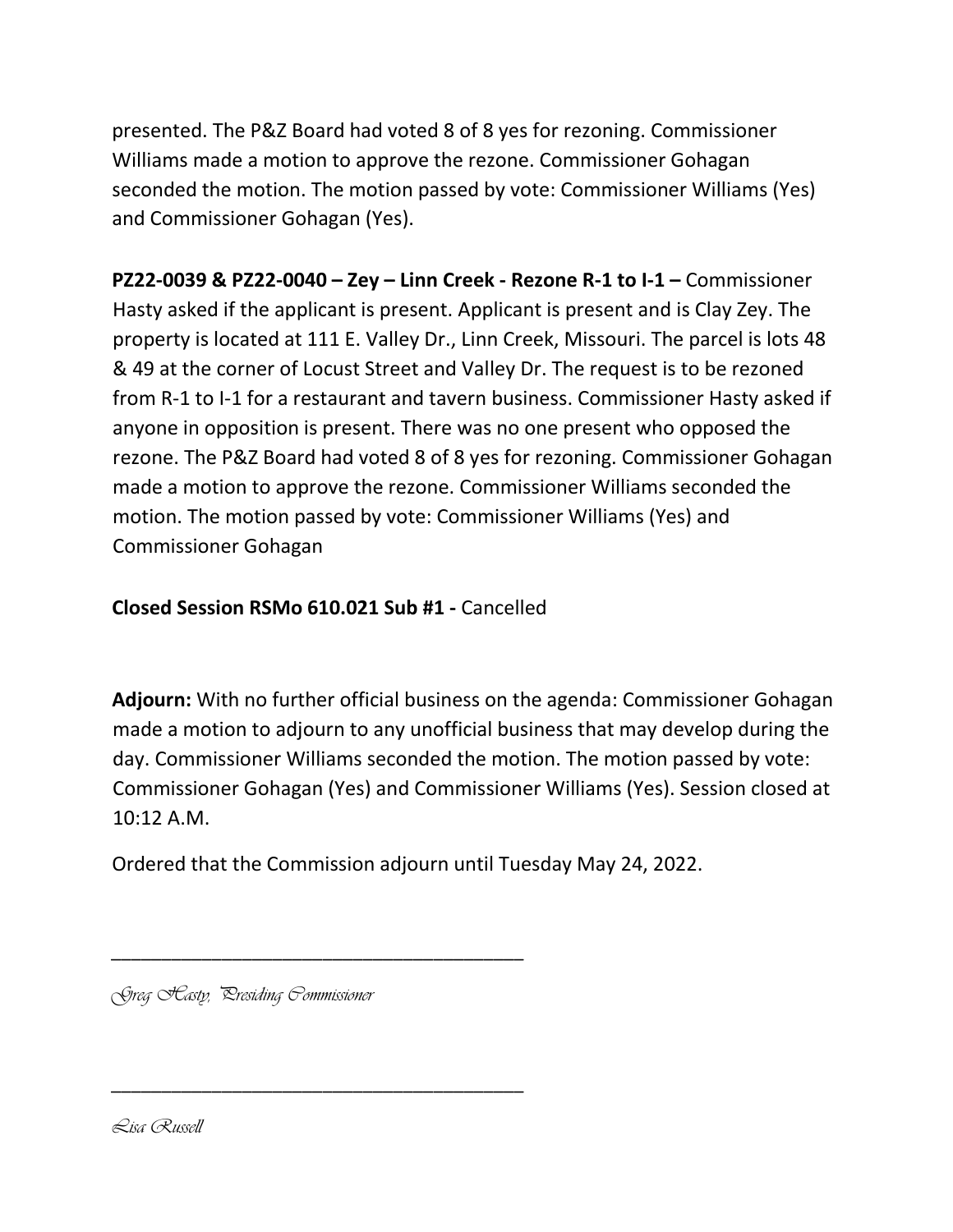presented. The P&Z Board had voted 8 of 8 yes for rezoning. Commissioner Williams made a motion to approve the rezone. Commissioner Gohagan seconded the motion. The motion passed by vote: Commissioner Williams (Yes) and Commissioner Gohagan (Yes).

**PZ22-0039 & PZ22-0040 – Zey – Linn Creek - Rezone R-1 to I-1 –** Commissioner Hasty asked if the applicant is present. Applicant is present and is Clay Zey. The property is located at 111 E. Valley Dr., Linn Creek, Missouri. The parcel is lots 48 & 49 at the corner of Locust Street and Valley Dr. The request is to be rezoned from R-1 to I-1 for a restaurant and tavern business. Commissioner Hasty asked if anyone in opposition is present. There was no one present who opposed the rezone. The P&Z Board had voted 8 of 8 yes for rezoning. Commissioner Gohagan made a motion to approve the rezone. Commissioner Williams seconded the motion. The motion passed by vote: Commissioner Williams (Yes) and Commissioner Gohagan

**Closed Session RSMo 610.021 Sub #1 -** Cancelled

**Adjourn:** With no further official business on the agenda: Commissioner Gohagan made a motion to adjourn to any unofficial business that may develop during the day. Commissioner Williams seconded the motion. The motion passed by vote: Commissioner Gohagan (Yes) and Commissioner Williams (Yes). Session closed at 10:12 A.M.

Ordered that the Commission adjourn until Tuesday May 24, 2022.

\_\_\_\_\_\_\_\_\_\_\_\_\_\_\_\_\_\_\_\_\_\_\_\_\_\_\_\_\_\_\_\_\_\_\_\_\_\_\_\_

*Greg Hasty, Presiding Commissioner*

\_\_\_\_\_\_\_\_\_\_\_\_\_\_\_\_\_\_\_\_\_\_\_\_\_\_\_\_\_\_\_\_\_\_\_\_\_\_\_\_

*Lisa Russell*